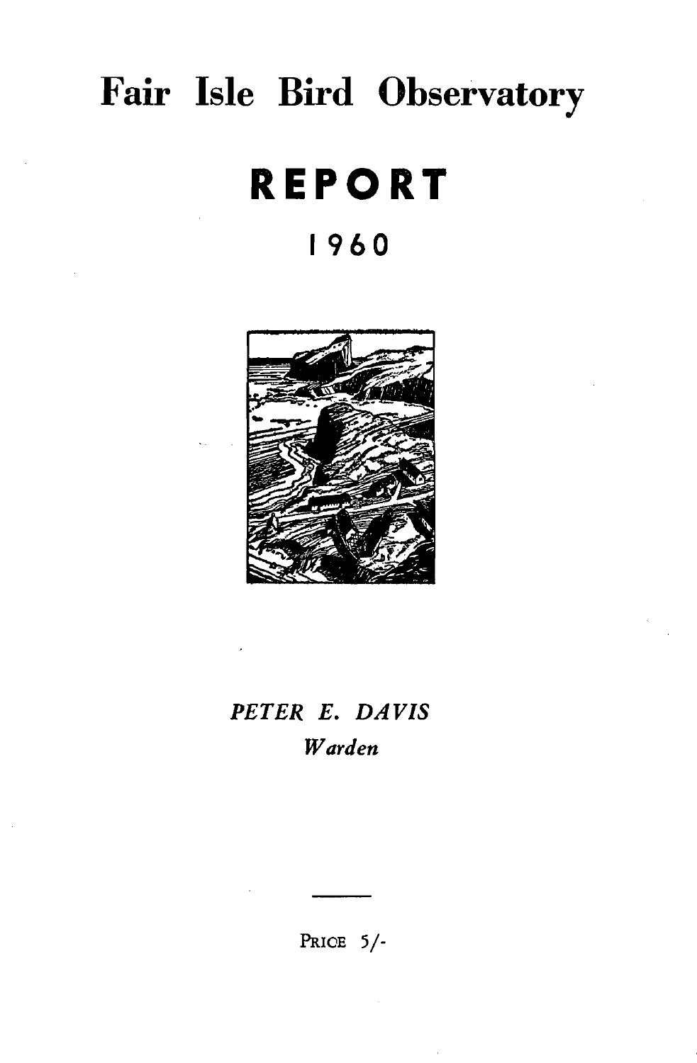# Fair Isle Bird Observatory

# REPORT

## 1960

*PETER E. DAVIS*
*Warden*

PRICE 5/-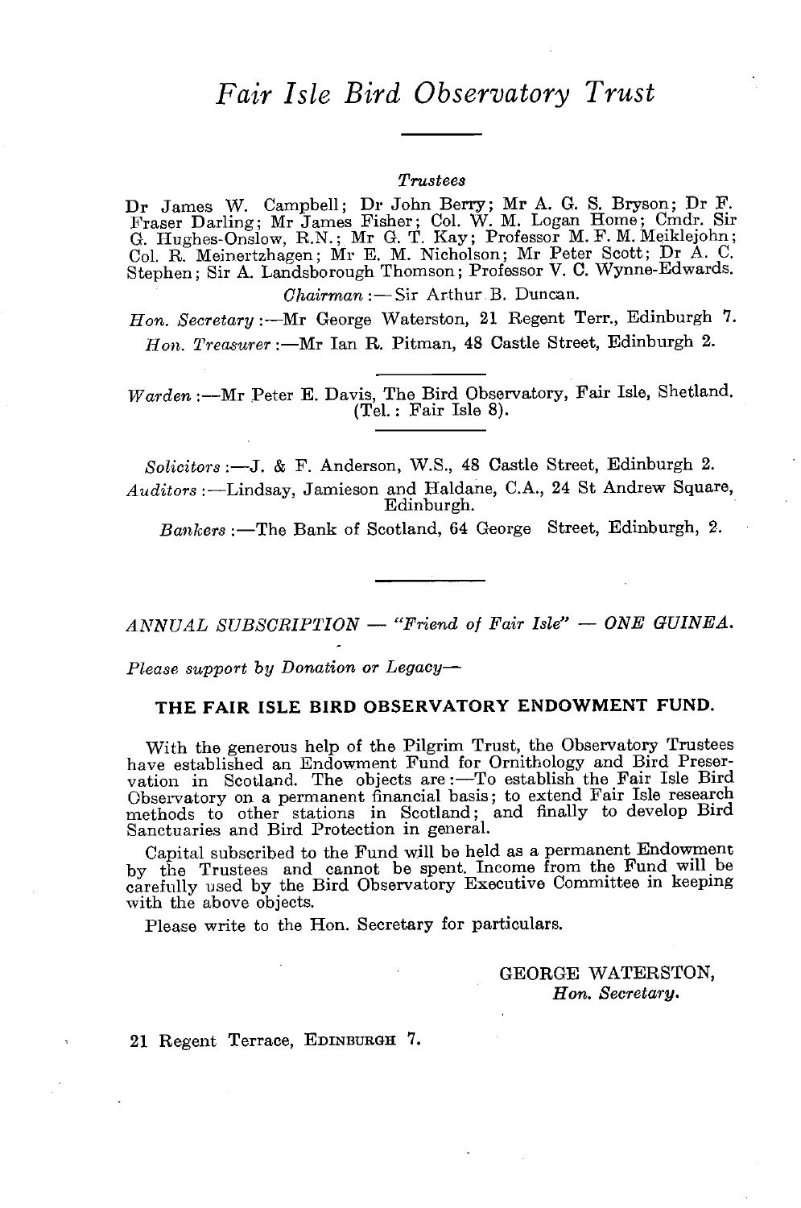# *Fair Isle Bird Observatory Trust*

*Trustees*

Dr James W. Campbell; Dr John Berry; Mr A. G. S. Bryson; Dr F. Fraser Darling; Mr James Fisher; Col. W. M. Logan Home; Cmdr. Sir G. Hughes-Onslow, R.N.; Mr G. T. Kay; Professor M. F. M. Meiklejohn; Col. R. Meinertzhagen; Mr E. M. Nicholson; Mr Peter Scott; Dr A. C. Stephen; Sir A. Landsborough Thomson; Professor V. C. Wynne-Edwards.

*Chairman* :—Sir Arthur B. Duncan.

*Hon. Secretary* :—Mr George Waterston, 21 Regent Terr., Edinburgh 7.

*Hon. Treasurer* :—Mr Ian R. Pitman, 48 Castle Street, Edinburgh 2.

*Warden* :—Mr Peter E. Davis, The Bird Observatory, Fair Isle, Shetland. (Tel.: Fair Isle 8).

*Solicitors* :—J. & F. Anderson, W.S., 48 Castle Street, Edinburgh 2.

*Auditors* :—Lindsay, Jamieson and Haldane, C.A., 24 St Andrew Square, Edinburgh.

*Bankers* :—The Bank of Scotland, 64 George Street, Edinburgh, 2.

*ANNUAL SUBSCRIPTION — "Friend of Fair Isle" — ONE GUINEA.*

*Please support by Donation or Legacy—*

**THE FAIR ISLE BIRD OBSERVATORY ENDOWMENT FUND.**

With the generous help of the Pilgrim Trust, the Observatory Trustees have established an Endowment Fund for Ornithology and Bird Preservation in Scotland. The objects are:—To establish the Fair Isle Bird Observatory on a permanent financial basis; to extend Fair Isle research methods to other stations in Scotland; and finally to develop Bird Sanctuaries and Bird Protection in general.

Capital subscribed to the Fund will be held as a permanent Endowment by the Trustees and cannot be spent. Income from the Fund will be carefully used by the Bird Observatory Executive Committee in keeping with the above objects.

Please write to the Hon. Secretary for particulars.

GEORGE WATERSTON,
*Hon. Secretary.*

21 Regent Terrace, EDINBURGH 7.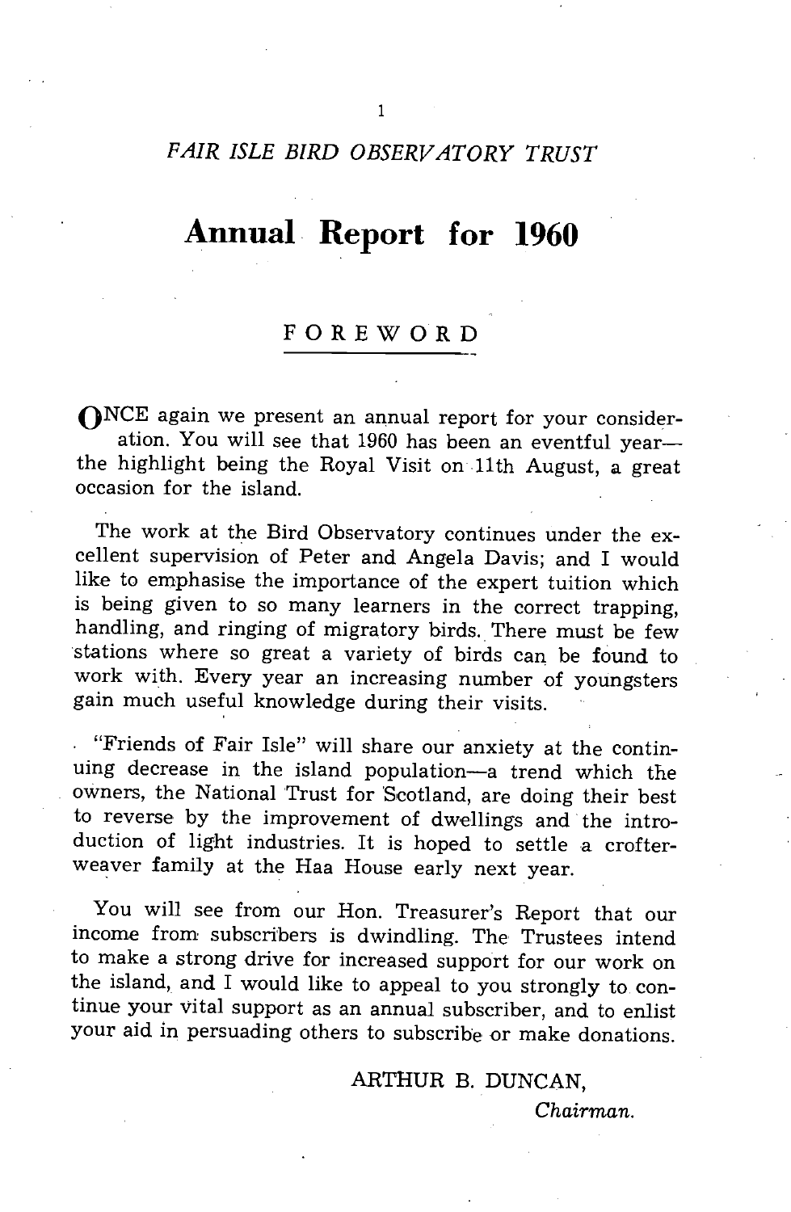*FAIR ISLE BIRD OBSERVATORY TRUST*

# Annual Report for 1960

## FOREWORD

ONCE again we present an annual report for your consideration. You will see that 1960 has been an eventful year—the highlight being the Royal Visit on 11th August, a great occasion for the island.

The work at the Bird Observatory continues under the excellent supervision of Peter and Angela Davis; and I would like to emphasise the importance of the expert tuition which is being given to so many learners in the correct trapping, handling, and ringing of migratory birds. There must be few stations where so great a variety of birds can be found to work with. Every year an increasing number of youngsters gain much useful knowledge during their visits.

"Friends of Fair Isle" will share our anxiety at the continuing decrease in the island population—a trend which the owners, the National Trust for Scotland, are doing their best to reverse by the improvement of dwellings and the introduction of light industries. It is hoped to settle a crofter-weaver family at the Haa House early next year.

You will see from our Hon. Treasurer's Report that our income from subscribers is dwindling. The Trustees intend to make a strong drive for increased support for our work on the island, and I would like to appeal to you strongly to continue your vital support as an annual subscriber, and to enlist your aid in persuading others to subscribe or make donations.

ARTHUR B. DUNCAN,
*Chairman.*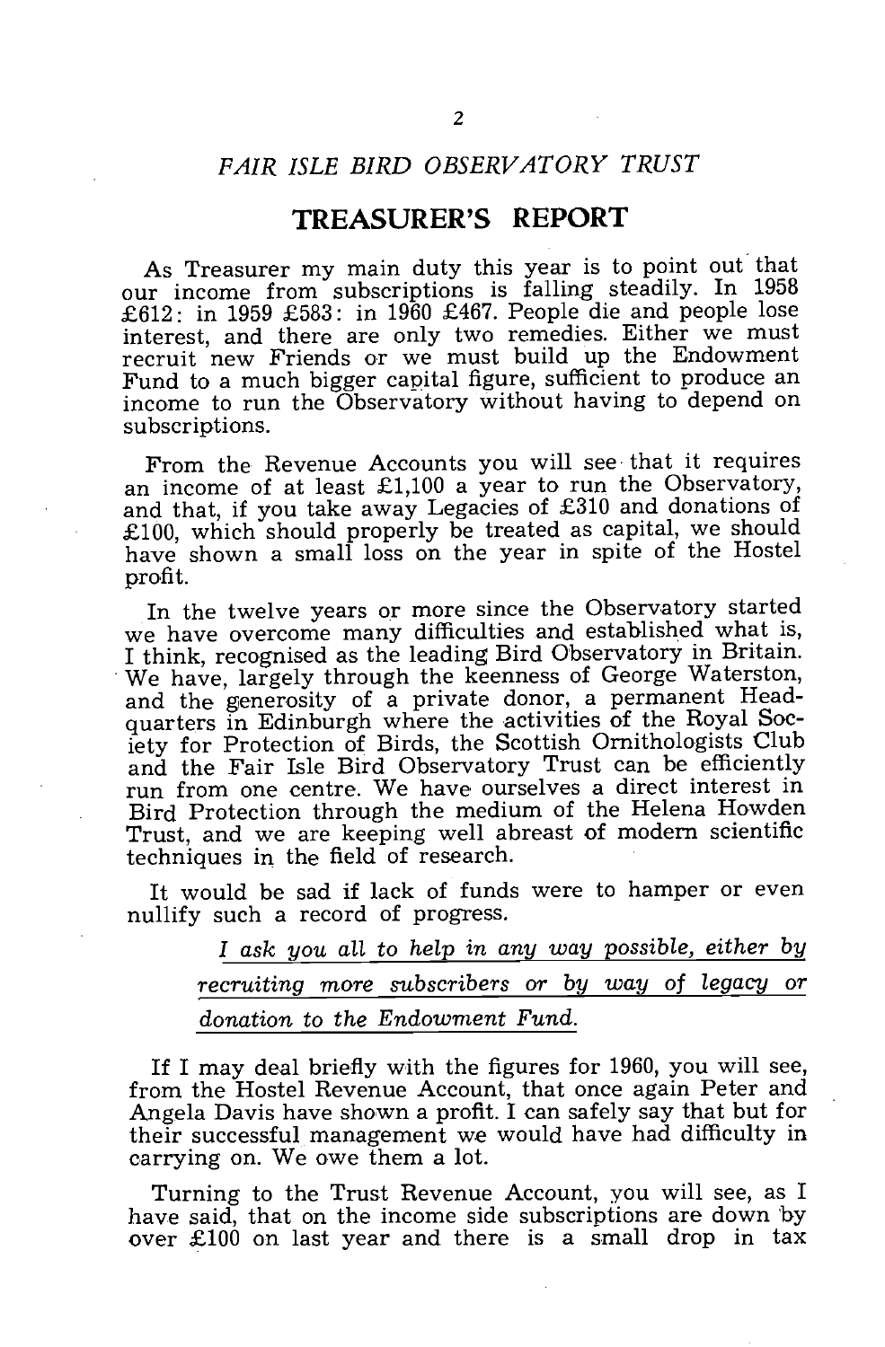*FAIR ISLE BIRD OBSERVATORY TRUST*

## TREASURER'S REPORT

As Treasurer my main duty this year is to point out that our income from subscriptions is falling steadily. In 1958 £612: in 1959 £583: in 1960 £467. People die and people lose interest, and there are only two remedies. Either we must recruit new Friends or we must build up the Endowment Fund to a much bigger capital figure, sufficient to produce an income to run the Observatory without having to depend on subscriptions.

From the Revenue Accounts you will see that it requires an income of at least £1,100 a year to run the Observatory, and that, if you take away Legacies of £310 and donations of £100, which should properly be treated as capital, we should have shown a small loss on the year in spite of the Hostel profit.

In the twelve years or more since the Observatory started we have overcome many difficulties and established what is, I think, recognised as the leading Bird Observatory in Britain. We have, largely through the keenness of George Waterston, and the generosity of a private donor, a permanent Headquarters in Edinburgh where the activities of the Royal Society for Protection of Birds, the Scottish Ornithologists Club and the Fair Isle Bird Observatory Trust can be efficiently run from one centre. We have ourselves a direct interest in Bird Protection through the medium of the Helena Howden Trust, and we are keeping well abreast of modern scientific techniques in the field of research.

It would be sad if lack of funds were to hamper or even nullify such a record of progress.

*I ask you all to help in any way possible, either by recruiting more subscribers or by way of legacy or donation to the Endowment Fund.*

If I may deal briefly with the figures for 1960, you will see, from the Hostel Revenue Account, that once again Peter and Angela Davis have shown a profit. I can safely say that but for their successful management we would have had difficulty in carrying on. We owe them a lot.

Turning to the Trust Revenue Account, you will see, as I have said, that on the income side subscriptions are down by over £100 on last year and there is a small drop in tax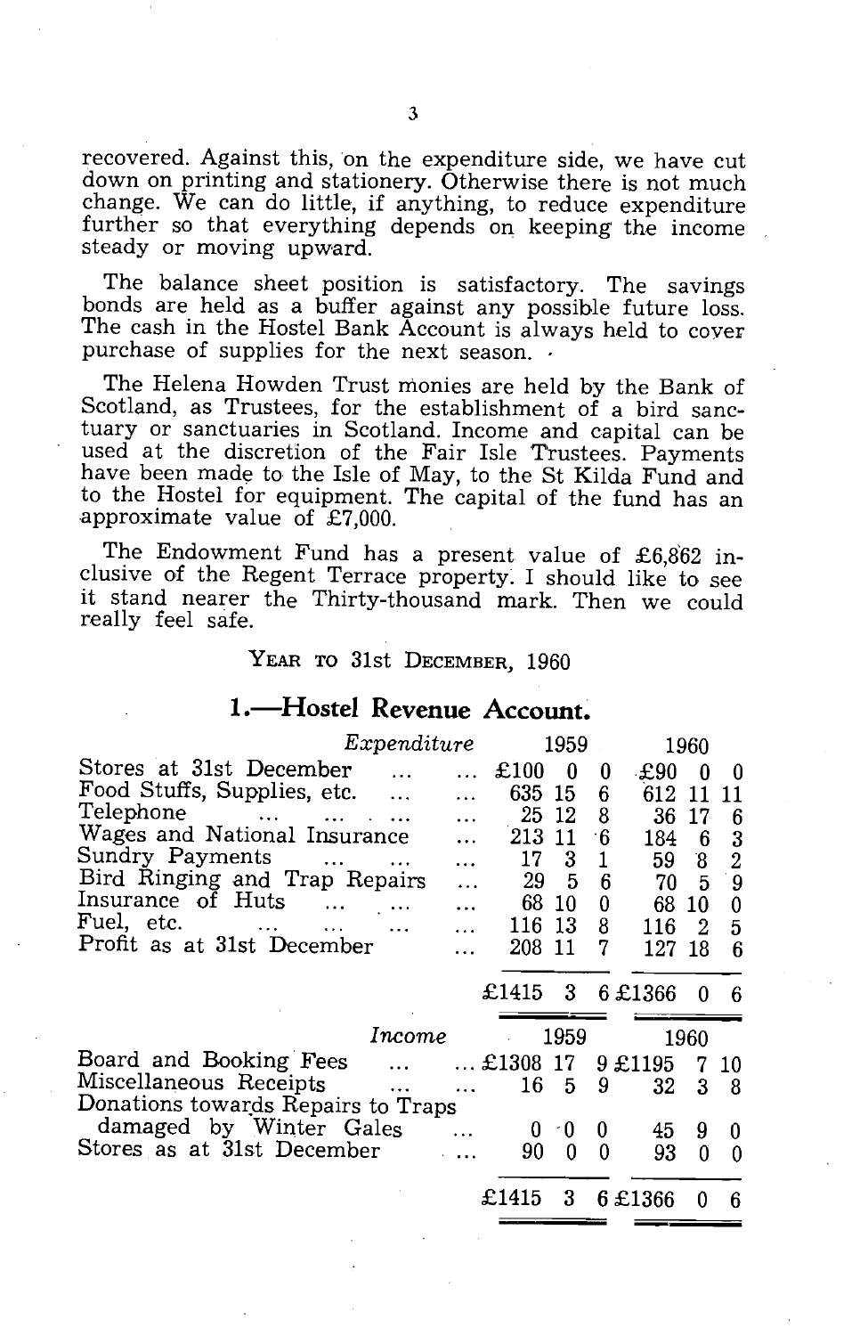recovered. Against this, on the expenditure side, we have cut down on printing and stationery. Otherwise there is not much change. We can do little, if anything, to reduce expenditure further so that everything depends on keeping the income steady or moving upward.

The balance sheet position is satisfactory. The savings bonds are held as a buffer against any possible future loss. The cash in the Hostel Bank Account is always held to cover purchase of supplies for the next season.

The Helena Howden Trust monies are held by the Bank of Scotland, as Trustees, for the establishment of a bird sanctuary or sanctuaries in Scotland. Income and capital can be used at the discretion of the Fair Isle Trustees. Payments have been made to the Isle of May, to the St Kilda Fund and to the Hostel for equipment. The capital of the fund has an approximate value of £7,000.

The Endowment Fund has a present value of £6,862 inclusive of the Regent Terrace property. I should like to see it stand nearer the Thirty-thousand mark. Then we could really feel safe.

YEAR TO 31st DECEMBER, 1960

## 1.—Hostel Revenue Account.

| *Expenditure* | 1959 | | | 1960 | | |
|---|---|---|---|---|---|---|
| Stores at 31st December | £100 | 0 | 0 | £90 | 0 | 0 |
| Food Stuffs, Supplies, etc. | 635 | 15 | 6 | 612 | 11 | 11 |
| Telephone | 25 | 12 | 8 | 36 | 17 | 6 |
| Wages and National Insurance | 213 | 11 | 6 | 184 | 6 | 3 |
| Sundry Payments | 17 | 3 | 1 | 59 | 8 | 2 |
| Bird Ringing and Trap Repairs | 29 | 5 | 6 | 70 | 5 | 9 |
| Insurance of Huts | 68 | 10 | 0 | 68 | 10 | 0 |
| Fuel, etc. | 116 | 13 | 8 | 116 | 2 | 5 |
| Profit as at 31st December | 208 | 11 | 7 | 127 | 18 | 6 |
| | £1415 | 3 | 6 | £1366 | 0 | 6 |

| *Income* | 1959 | | | 1960 | | |
|---|---|---|---|---|---|---|
| Board and Booking Fees | £1308 | 17 | 9 | £1195 | 7 | 10 |
| Miscellaneous Receipts | 16 | 5 | 9 | 32 | 3 | 8 |
| Donations towards Repairs to Traps damaged by Winter Gales | 0 | 0 | 0 | 45 | 9 | 0 |
| Stores as at 31st December | 90 | 0 | 0 | 93 | 0 | 0 |
| | £1415 | 3 | 6 | £1366 | 0 | 6 |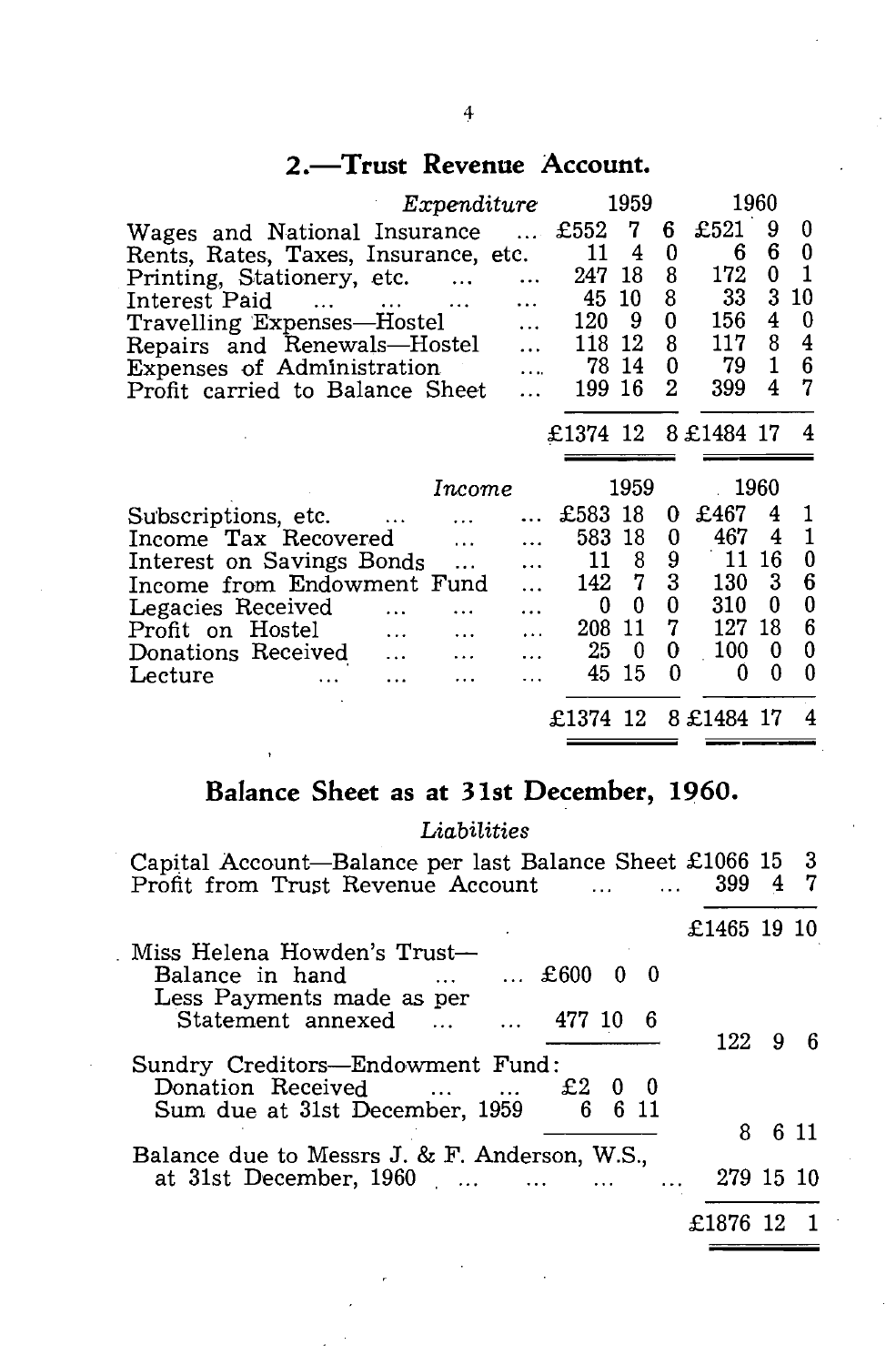## 2.—Trust Revenue Account.

| *Expenditure* | 1959 | | | 1960 | | |
|---|---|---|---|---|---|---|
| Wages and National Insurance ... | £552 | 7 | 6 | £521 | 9 | 0 |
| Rents, Rates, Taxes, Insurance, etc. | 11 | 4 | 0 | 6 | 6 | 0 |
| Printing, Stationery, etc. ... ... | 247 | 18 | 8 | 172 | 0 | 1 |
| Interest Paid ... ... ... ... | 45 | 10 | 8 | 33 | 3 | 10 |
| Travelling Expenses—Hostel ... | 120 | 9 | 0 | 156 | 4 | 0 |
| Repairs and Renewals—Hostel ... | 118 | 12 | 8 | 117 | 8 | 4 |
| Expenses of Administration ... | 78 | 14 | 0 | 79 | 1 | 6 |
| Profit carried to Balance Sheet ... | 199 | 16 | 2 | 399 | 4 | 7 |
| | £1374 | 12 | 8 | £1484 | 17 | 4 |

| *Income* | 1959 | | | 1960 | | |
|---|---|---|---|---|---|---|
| Subscriptions, etc. ... ... ... | £583 | 18 | 0 | £467 | 4 | 1 |
| Income Tax Recovered ... ... | 583 | 18 | 0 | 467 | 4 | 1 |
| Interest on Savings Bonds ... ... | 11 | 8 | 9 | 11 | 16 | 0 |
| Income from Endowment Fund ... | 142 | 7 | 3 | 130 | 3 | 6 |
| Legacies Received ... ... ... | 0 | 0 | 0 | 310 | 0 | 0 |
| Profit on Hostel ... ... ... | 208 | 11 | 7 | 127 | 18 | 6 |
| Donations Received ... ... ... | 25 | 0 | 0 | 100 | 0 | 0 |
| Lecture ... ... ... ... | 45 | 15 | 0 | 0 | 0 | 0 |
| | £1374 | 12 | 8 | £1484 | 17 | 4 |

## Balance Sheet as at 31st December, 1960.

*Liabilities*

| | | | | | | |
|---|---|---|---|---|---|---|
| Capital Account—Balance per last Balance Sheet | | | | £1066 | 15 | 3 |
| Profit from Trust Revenue Account ... ... | | | | 399 | 4 | 7 |
| | | | | £1465 | 19 | 10 |
| Miss Helena Howden's Trust— | | | | | | |
| Balance in hand ... ... | £600 | 0 | 0 | | | |
| Less Payments made as per Statement annexed ... ... | 477 | 10 | 6 | | | |
| | | | | 122 | 9 | 6 |
| Sundry Creditors—Endowment Fund: | | | | | | |
| Donation Received ... ... | £2 | 0 | 0 | | | |
| Sum due at 31st December, 1959 | 6 | 6 | 11 | | | |
| | | | | 8 | 6 | 11 |
| Balance due to Messrs J. & F. Anderson, W.S., at 31st December, 1960 ... ... ... ... | | | | 279 | 15 | 10 |
| | | | | £1876 | 12 | 1 |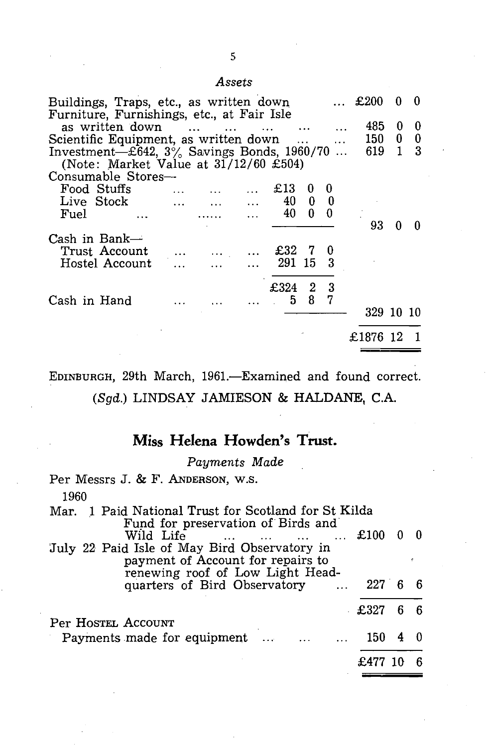*Assets*

| | | | | | | |
|---|---|---|---|---|---|---|
| Buildings, Traps, etc., as written down | | | | £200 | 0 | 0 |
| Furniture, Furnishings, etc., at Fair Isle as written down | | | | 485 | 0 | 0 |
| Scientific Equipment, as written down | | | | 150 | 0 | 0 |
| Investment—£642, 3% Savings Bonds, 1960/70 (Note: Market Value at 31/12/60 £504) | | | | 619 | 1 | 3 |
| Consumable Stores— | | | | | | |
| Food Stuffs | £13 | 0 | 0 | | | |
| Live Stock | 40 | 0 | 0 | | | |
| Fuel | 40 | 0 | 0 | | | |
| | | | | 93 | 0 | 0 |
| Cash in Bank— | | | | | | |
| Trust Account | £32 | 7 | 0 | | | |
| Hostel Account | 291 | 15 | 3 | | | |
| | £324 | 2 | 3 | | | |
| Cash in Hand | 5 | 8 | 7 | | | |
| | | | | 329 | 10 | 10 |
| | | | | £1876 | 12 | 1 |

EDINBURGH, 29th March, 1961.—Examined and found correct.

(*Sgd.*) LINDSAY JAMIESON & HALDANE, C.A.

## Miss Helena Howden's Trust.

*Payments Made*

Per Messrs J. & F. ANDERSON, W.S.

| 1960 | | | | |
|---|---|---|---|---|
| Mar. 1 | Paid National Trust for Scotland for St Kilda Fund for preservation of Birds and Wild Life | £100 | 0 | 0 |
| July 22 | Paid Isle of May Bird Observatory in payment of Account for repairs to renewing roof of Low Light Headquarters of Bird Observatory | 227 | 6 | 6 |
| | | £327 | 6 | 6 |
| Per HOSTEL ACCOUNT | | | | |
| | Payments made for equipment | 150 | 4 | 0 |
| | | £477 | 10 | 6 |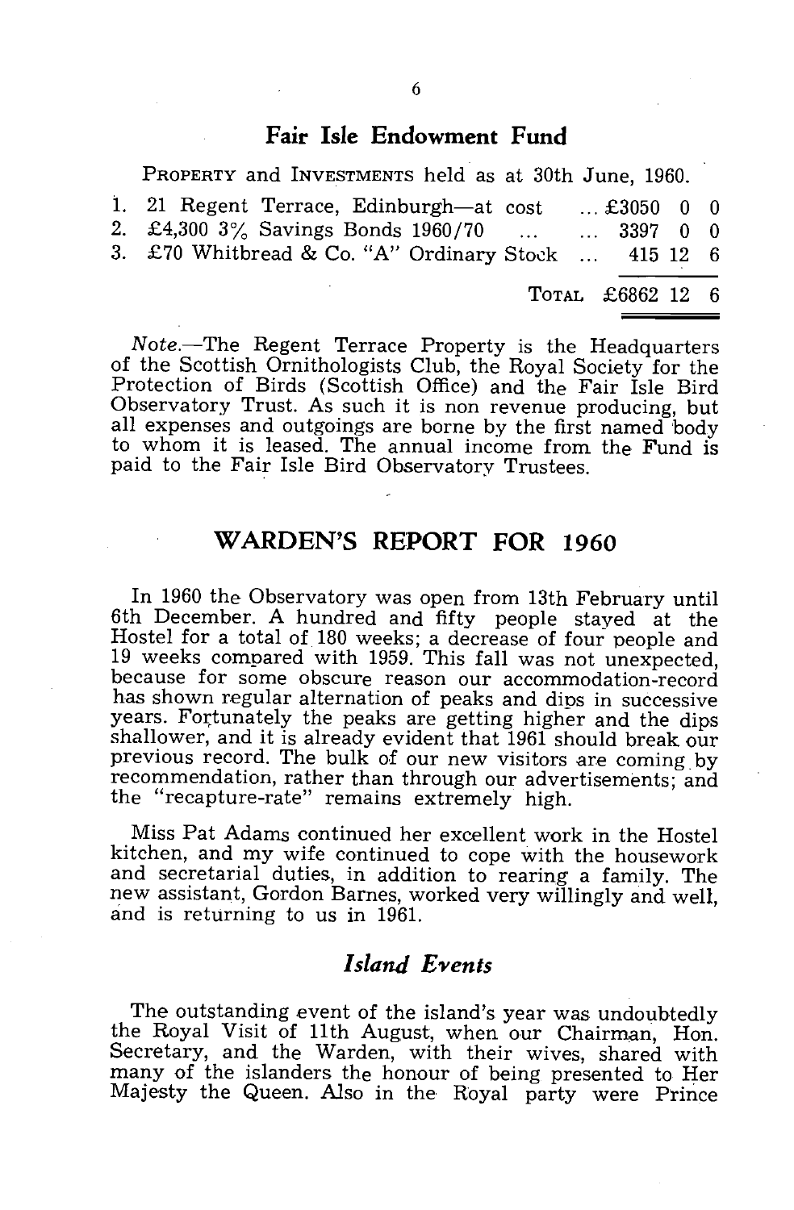## Fair Isle Endowment Fund

PROPERTY and INVESTMENTS held as at 30th June, 1960.

| | | £ | s. | d. |
|---|---|---|---|---|
| 1. | 21 Regent Terrace, Edinburgh—at cost ... | £3050 | 0 | 0 |
| 2. | £4,300 3% Savings Bonds 1960/70 ... ... | 3397 | 0 | 0 |
| 3. | £70 Whitbread & Co. "A" Ordinary Stock ... | 415 | 12 | 6 |
| | TOTAL | £6862 | 12 | 6 |

*Note.*—The Regent Terrace Property is the Headquarters of the Scottish Ornithologists Club, the Royal Society for the Protection of Birds (Scottish Office) and the Fair Isle Bird Observatory Trust. As such it is non revenue producing, but all expenses and outgoings are borne by the first named body to whom it is leased. The annual income from the Fund is paid to the Fair Isle Bird Observatory Trustees.

## WARDEN'S REPORT FOR 1960

In 1960 the Observatory was open from 13th February until 6th December. A hundred and fifty people stayed at the Hostel for a total of 180 weeks; a decrease of four people and 19 weeks compared with 1959. This fall was not unexpected, because for some obscure reason our accommodation-record has shown regular alternation of peaks and dips in successive years. Fortunately the peaks are getting higher and the dips shallower, and it is already evident that 1961 should break our previous record. The bulk of our new visitors are coming by recommendation, rather than through our advertisements; and the "recapture-rate" remains extremely high.

Miss Pat Adams continued her excellent work in the Hostel kitchen, and my wife continued to cope with the housework and secretarial duties, in addition to rearing a family. The new assistant, Gordon Barnes, worked very willingly and well, and is returning to us in 1961.

### *Island Events*

The outstanding event of the island's year was undoubtedly the Royal Visit of 11th August, when our Chairman, Hon. Secretary, and the Warden, with their wives, shared with many of the islanders the honour of being presented to Her Majesty the Queen. Also in the Royal party were Prince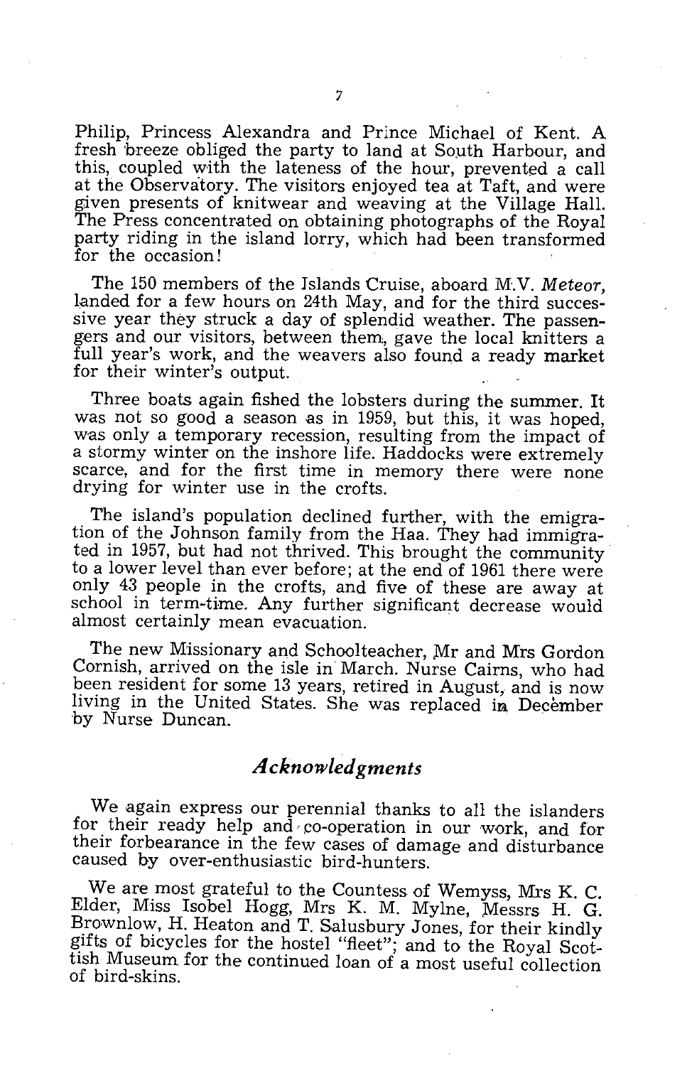Philip, Princess Alexandra and Prince Michael of Kent. A fresh breeze obliged the party to land at South Harbour, and this, coupled with the lateness of the hour, prevented a call at the Observatory. The visitors enjoyed tea at Taft, and were given presents of knitwear and weaving at the Village Hall. The Press concentrated on obtaining photographs of the Royal party riding in the island lorry, which had been transformed for the occasion!

The 150 members of the Islands Cruise, aboard M.V. *Meteor*, landed for a few hours on 24th May, and for the third successive year they struck a day of splendid weather. The passengers and our visitors, between them, gave the local knitters a full year's work, and the weavers also found a ready market for their winter's output.

Three boats again fished the lobsters during the summer. It was not so good a season as in 1959, but this, it was hoped, was only a temporary recession, resulting from the impact of a stormy winter on the inshore life. Haddocks were extremely scarce, and for the first time in memory there were none drying for winter use in the crofts.

The island's population declined further, with the emigration of the Johnson family from the Haa. They had immigrated in 1957, but had not thrived. This brought the community to a lower level than ever before; at the end of 1961 there were only 43 people in the crofts, and five of these are away at school in term-time. Any further significant decrease would almost certainly mean evacuation.

The new Missionary and Schoolteacher, Mr and Mrs Gordon Cornish, arrived on the isle in March. Nurse Cairns, who had been resident for some 13 years, retired in August, and is now living in the United States. She was replaced in December by Nurse Duncan.

## *Acknowledgments*

We again express our perennial thanks to all the islanders for their ready help and co-operation in our work, and for their forbearance in the few cases of damage and disturbance caused by over-enthusiastic bird-hunters.

We are most grateful to the Countess of Wemyss, Mrs K. C. Elder, Miss Isobel Hogg, Mrs K. M. Mylne, Messrs H. G. Brownlow, H. Heaton and T. Salusbury Jones, for their kindly gifts of bicycles for the hostel "fleet"; and to the Royal Scottish Museum for the continued loan of a most useful collection of bird-skins.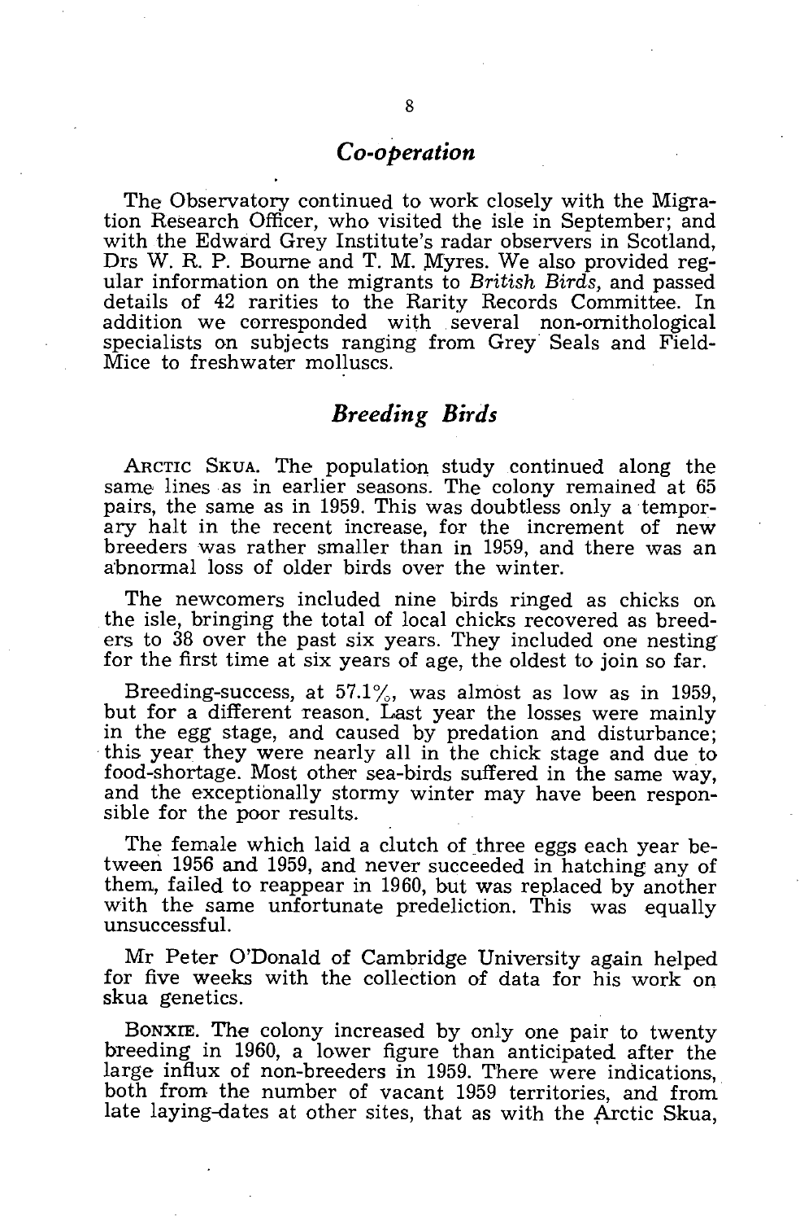## *Co-operation*

The Observatory continued to work closely with the Migration Research Officer, who visited the isle in September; and with the Edward Grey Institute's radar observers in Scotland, Drs W. R. P. Bourne and T. M. Myres. We also provided regular information on the migrants to *British Birds,* and passed details of 42 rarities to the Rarity Records Committee. In addition we corresponded with several non-ornithological specialists on subjects ranging from Grey Seals and Field-Mice to freshwater molluscs.

## *Breeding Birds*

ARCTIC SKUA. The population study continued along the same lines as in earlier seasons. The colony remained at 65 pairs, the same as in 1959. This was doubtless only a temporary halt in the recent increase, for the increment of new breeders was rather smaller than in 1959, and there was an abnormal loss of older birds over the winter.

The newcomers included nine birds ringed as chicks on the isle, bringing the total of local chicks recovered as breeders to 38 over the past six years. They included one nesting for the first time at six years of age, the oldest to join so far.

Breeding-success, at 57.1%, was almost as low as in 1959, but for a different reason. Last year the losses were mainly in the egg stage, and caused by predation and disturbance; this year they were nearly all in the chick stage and due to food-shortage. Most other sea-birds suffered in the same way, and the exceptionally stormy winter may have been responsible for the poor results.

The female which laid a clutch of three eggs each year between 1956 and 1959, and never succeeded in hatching any of them, failed to reappear in 1960, but was replaced by another with the same unfortunate predeliction. This was equally unsuccessful.

Mr Peter O'Donald of Cambridge University again helped for five weeks with the collection of data for his work on skua genetics.

BONXIE. The colony increased by only one pair to twenty breeding in 1960, a lower figure than anticipated after the large influx of non-breeders in 1959. There were indications, both from the number of vacant 1959 territories, and from late laying-dates at other sites, that as with the Arctic Skua,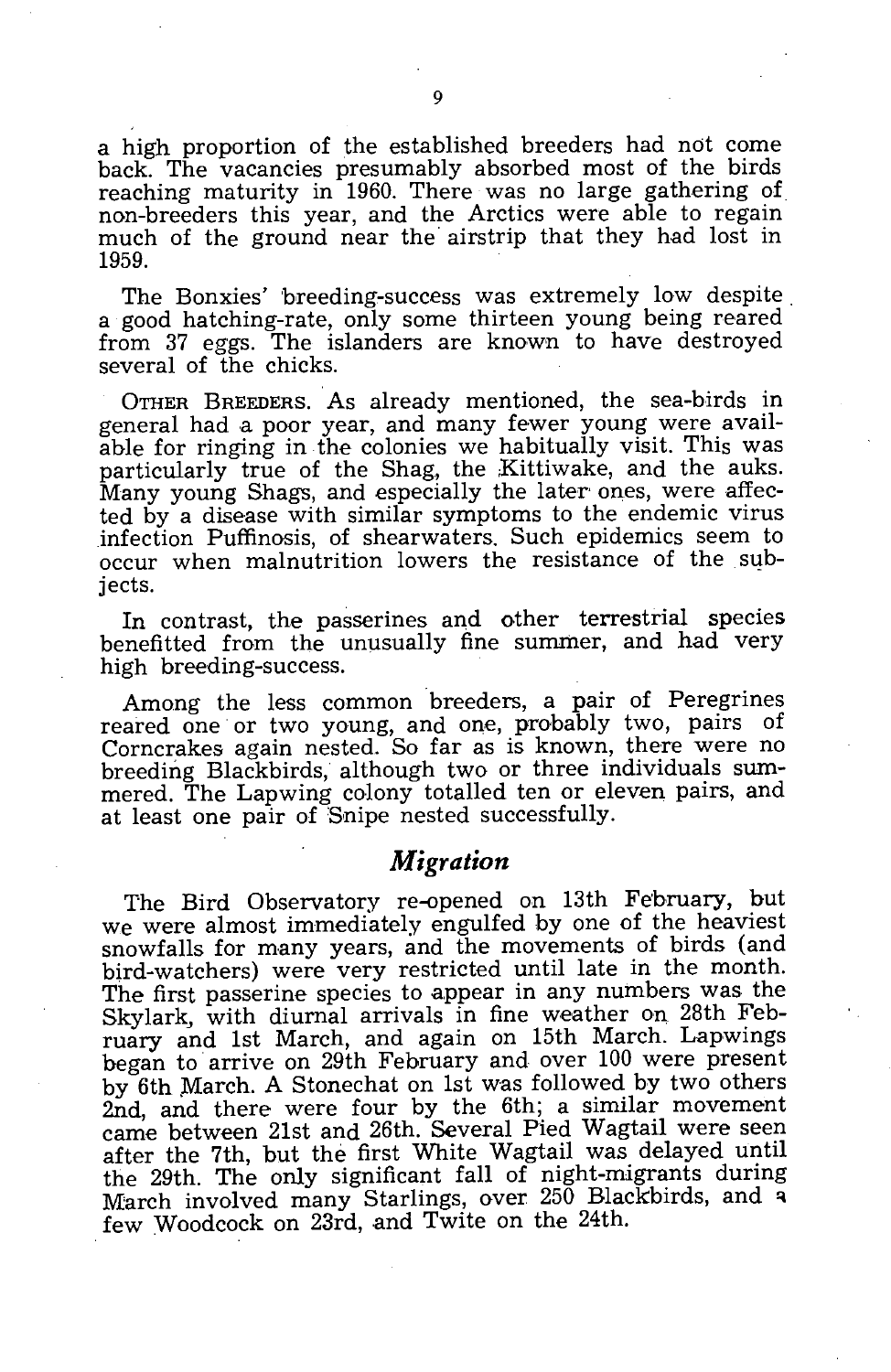a high proportion of the established breeders had not come back. The vacancies presumably absorbed most of the birds reaching maturity in 1960. There was no large gathering of non-breeders this year, and the Arctics were able to regain much of the ground near the airstrip that they had lost in 1959.

The Bonxies' breeding-success was extremely low despite a good hatching-rate, only some thirteen young being reared from 37 eggs. The islanders are known to have destroyed several of the chicks.

OTHER BREEDERS. As already mentioned, the sea-birds in general had a poor year, and many fewer young were available for ringing in the colonies we habitually visit. This was particularly true of the Shag, the Kittiwake, and the auks. Many young Shags, and especially the later ones, were affected by a disease with similar symptoms to the endemic virus infection Puffinosis, of shearwaters. Such epidemics seem to occur when malnutrition lowers the resistance of the subjects.

In contrast, the passerines and other terrestrial species benefitted from the unusually fine summer, and had very high breeding-success.

Among the less common breeders, a pair of Peregrines reared one or two young, and one, probably two, pairs of Corncrakes again nested. So far as is known, there were no breeding Blackbirds, although two or three individuals summered. The Lapwing colony totalled ten or eleven pairs, and at least one pair of Snipe nested successfully.

## *Migration*

The Bird Observatory re-opened on 13th February, but we were almost immediately engulfed by one of the heaviest snowfalls for many years, and the movements of birds (and bird-watchers) were very restricted until late in the month. The first passerine species to appear in any numbers was the Skylark, with diurnal arrivals in fine weather on 28th February and 1st March, and again on 15th March. Lapwings began to arrive on 29th February and over 100 were present by 6th March. A Stonechat on 1st was followed by two others 2nd, and there were four by the 6th; a similar movement came between 21st and 26th. Several Pied Wagtail were seen after the 7th, but the first White Wagtail was delayed until the 29th. The only significant fall of night-migrants during March involved many Starlings, over 250 Blackbirds, and a few Woodcock on 23rd, and Twite on the 24th.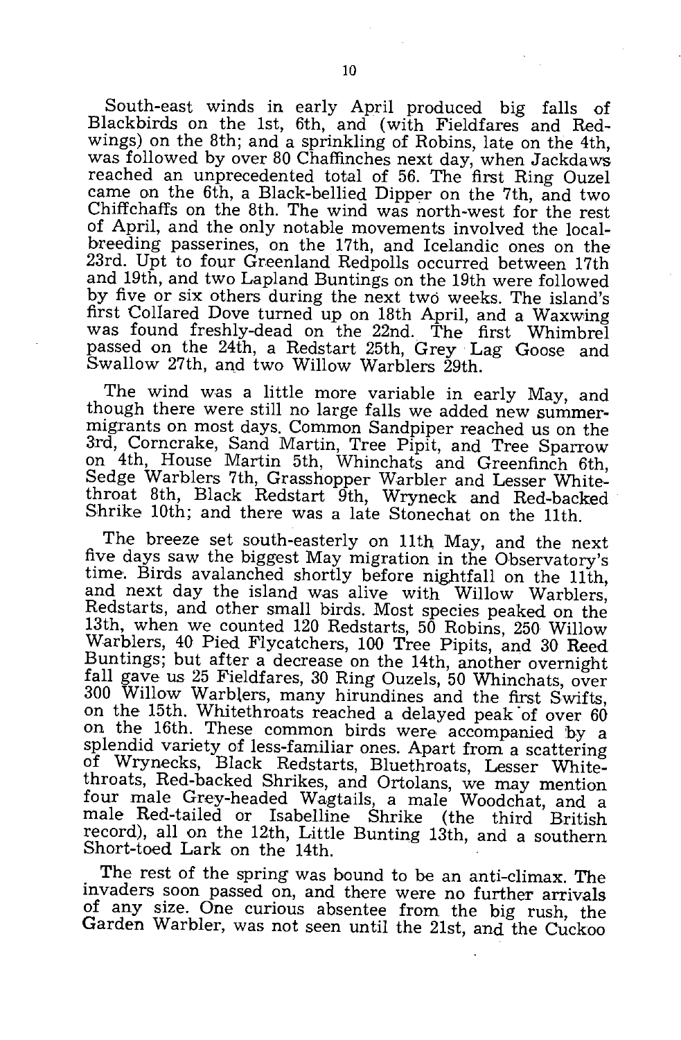South-east winds in early April produced big falls of Blackbirds on the 1st, 6th, and (with Fieldfares and Redwings) on the 8th; and a sprinkling of Robins, late on the 4th, was followed by over 80 Chaffinches next day, when Jackdaws reached an unprecedented total of 56. The first Ring Ouzel came on the 6th, a Black-bellied Dipper on the 7th, and two Chiffchaffs on the 8th. The wind was north-west for the rest of April, and the only notable movements involved the local-breeding passerines, on the 17th, and Icelandic ones on the 23rd. Upt to four Greenland Redpolls occurred between 17th and 19th, and two Lapland Buntings on the 19th were followed by five or six others during the next two weeks. The island's first Collared Dove turned up on 18th April, and a Waxwing was found freshly-dead on the 22nd. The first Whimbrel passed on the 24th, a Redstart 25th, Grey Lag Goose and Swallow 27th, and two Willow Warblers 29th.

The wind was a little more variable in early May, and though there were still no large falls we added new summer-migrants on most days. Common Sandpiper reached us on the 3rd, Corncrake, Sand Martin, Tree Pipit, and Tree Sparrow on 4th, House Martin 5th, Whinchats and Greenfinch 6th, Sedge Warblers 7th, Grasshopper Warbler and Lesser Whitethroat 8th, Black Redstart 9th, Wryneck and Red-backed Shrike 10th; and there was a late Stonechat on the 11th.

The breeze set south-easterly on 11th May, and the next five days saw the biggest May migration in the Observatory's time. Birds avalanched shortly before nightfall on the 11th, and next day the island was alive with Willow Warblers, Redstarts, and other small birds. Most species peaked on the 13th, when we counted 120 Redstarts, 50 Robins, 250 Willow Warblers, 40 Pied Flycatchers, 100 Tree Pipits, and 30 Reed Buntings; but after a decrease on the 14th, another overnight fall gave us 25 Fieldfares, 30 Ring Ouzels, 50 Whinchats, over 300 Willow Warblers, many hirundines and the first Swifts, on the 15th. Whitethroats reached a delayed peak of over 60 on the 16th. These common birds were accompanied by a splendid variety of less-familiar ones. Apart from a scattering of Wrynecks, Black Redstarts, Bluethroats, Lesser Whitethroats, Red-backed Shrikes, and Ortolans, we may mention four male Grey-headed Wagtails, a male Woodchat, and a male Red-tailed or Isabelline Shrike (the third British record), all on the 12th, Little Bunting 13th, and a southern Short-toed Lark on the 14th.

The rest of the spring was bound to be an anti-climax. The invaders soon passed on, and there were no further arrivals of any size. One curious absentee from the big rush, the Garden Warbler, was not seen until the 21st, and the Cuckoo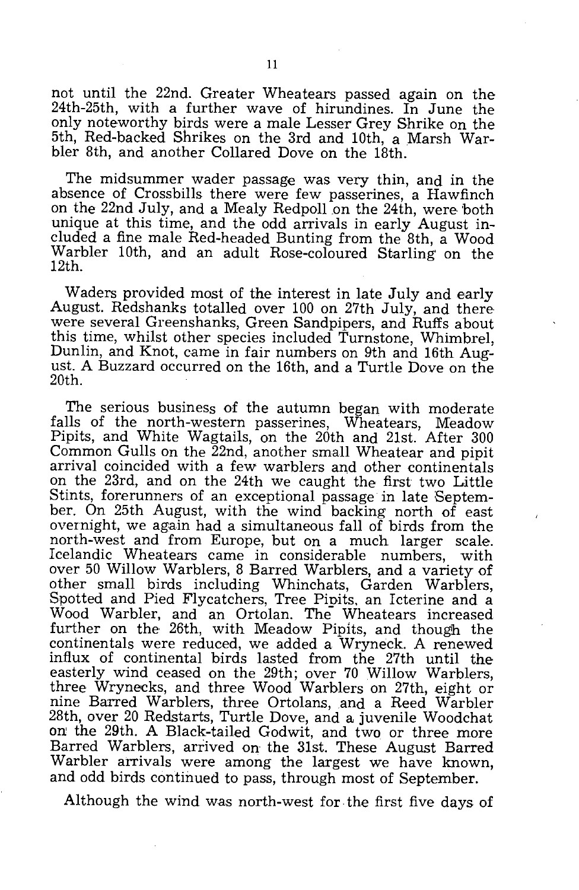not until the 22nd. Greater Wheatears passed again on the 24th-25th, with a further wave of hirundines. In June the only noteworthy birds were a male Lesser Grey Shrike on the 5th, Red-backed Shrikes on the 3rd and 10th, a Marsh Warbler 8th, and another Collared Dove on the 18th.

The midsummer wader passage was very thin, and in the absence of Crossbills there were few passerines, a Hawfinch on the 22nd July, and a Mealy Redpoll on the 24th, were both unique at this time, and the odd arrivals in early August included a fine male Red-headed Bunting from the 8th, a Wood Warbler 10th, and an adult Rose-coloured Starling on the 12th.

Waders provided most of the interest in late July and early August. Redshanks totalled over 100 on 27th July, and there were several Greenshanks, Green Sandpipers, and Ruffs about this time, whilst other species included Turnstone, Whimbrel, Dunlin, and Knot, came in fair numbers on 9th and 16th August. A Buzzard occurred on the 16th, and a Turtle Dove on the 20th.

The serious business of the autumn began with moderate falls of the north-western passerines, Wheatears, Meadow Pipits, and White Wagtails, on the 20th and 21st. After 300 Common Gulls on the 22nd, another small Wheatear and pipit arrival coincided with a few warblers and other continentals on the 23rd, and on the 24th we caught the first two Little Stints, forerunners of an exceptional passage in late September. On 25th August, with the wind backing north of east overnight, we again had a simultaneous fall of birds from the north-west and from Europe, but on a much larger scale. Icelandic Wheatears came in considerable numbers, with over 50 Willow Warblers, 8 Barred Warblers, and a variety of other small birds including Whinchats, Garden Warblers, Spotted and Pied Flycatchers, Tree Pipits, an Icterine and a Wood Warbler, and an Ortolan. The Wheatears increased further on the 26th, with Meadow Pipits, and though the continentals were reduced, we added a Wryneck. A renewed influx of continental birds lasted from the 27th until the easterly wind ceased on the 29th; over 70 Willow Warblers, three Wrynecks, and three Wood Warblers on 27th, eight or nine Barred Warblers, three Ortolans, and a Reed Warbler 28th, over 20 Redstarts, Turtle Dove, and a juvenile Woodchat on the 29th. A Black-tailed Godwit, and two or three more Barred Warblers, arrived on the 31st. These August Barred Warbler arrivals were among the largest we have known, and odd birds continued to pass, through most of September.

Although the wind was north-west for the first five days of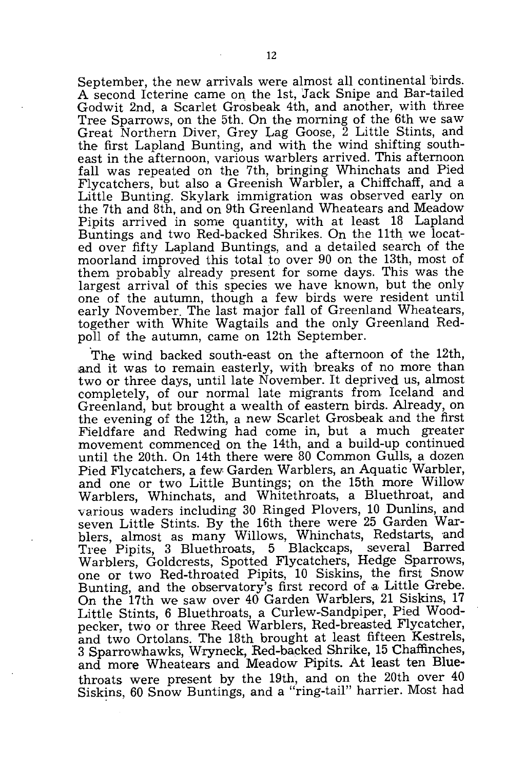September, the new arrivals were almost all continental birds. A second Icterine came on the 1st, Jack Snipe and Bar-tailed Godwit 2nd, a Scarlet Grosbeak 4th, and another, with three Tree Sparrows, on the 5th. On the morning of the 6th we saw Great Northern Diver, Grey Lag Goose, 2 Little Stints, and the first Lapland Bunting, and with the wind shifting south-east in the afternoon, various warblers arrived. This afternoon fall was repeated on the 7th, bringing Whinchats and Pied Flycatchers, but also a Greenish Warbler, a Chiffchaff, and a Little Bunting. Skylark immigration was observed early on the 7th and 8th, and on 9th Greenland Wheatears and Meadow Pipits arrived in some quantity, with at least 18 Lapland Buntings and two Red-backed Shrikes. On the 11th we located over fifty Lapland Buntings, and a detailed search of the moorland improved this total to over 90 on the 13th, most of them probably already present for some days. This was the largest arrival of this species we have known, but the only one of the autumn, though a few birds were resident until early November. The last major fall of Greenland Wheatears, together with White Wagtails and the only Greenland Redpoll of the autumn, came on 12th September.

The wind backed south-east on the afternoon of the 12th, and it was to remain easterly, with breaks of no more than two or three days, until late November. It deprived us, almost completely, of our normal late migrants from Iceland and Greenland, but brought a wealth of eastern birds. Already, on the evening of the 12th, a new Scarlet Grosbeak and the first Fieldfare and Redwing had come in, but a much greater movement commenced on the 14th, and a build-up continued until the 20th. On 14th there were 80 Common Gulls, a dozen Pied Flycatchers, a few Garden Warblers, an Aquatic Warbler, and one or two Little Buntings; on the 15th more Willow Warblers, Whinchats, and Whitethroats, a Bluethroat, and various waders including 30 Ringed Plovers, 10 Dunlins, and seven Little Stints. By the 16th there were 25 Garden Warblers, almost as many Willows, Whinchats, Redstarts, and Tree Pipits, 3 Bluethroats, 5 Blackcaps, several Barred Warblers, Goldcrests, Spotted Flycatchers, Hedge Sparrows, one or two Red-throated Pipits, 10 Siskins, the first Snow Bunting, and the observatory's first record of a Little Grebe. On the 17th we saw over 40 Garden Warblers, 21 Siskins, 17 Little Stints, 6 Bluethroats, a Curlew-Sandpiper, Pied Woodpecker, two or three Reed Warblers, Red-breasted Flycatcher, and two Ortolans. The 18th brought at least fifteen Kestrels, 3 Sparrowhawks, Wryneck, Red-backed Shrike, 15 Chaffinches, and more Wheatears and Meadow Pipits. At least ten Bluethroats were present by the 19th, and on the 20th over 40 Siskins, 60 Snow Buntings, and a "ring-tail" harrier. Most had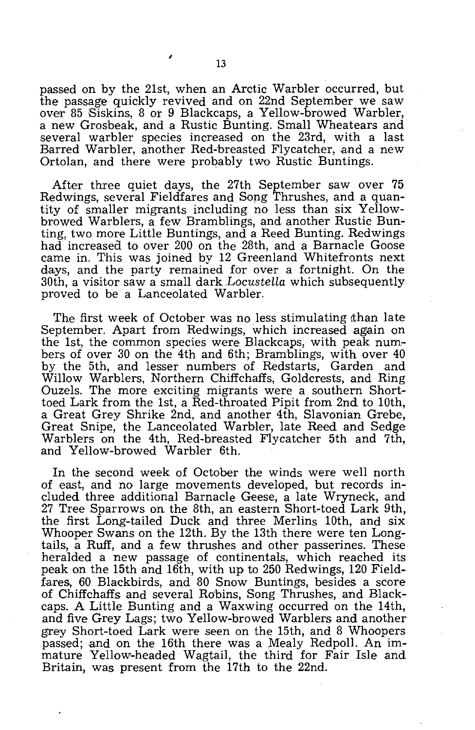passed on by the 21st, when an Arctic Warbler occurred, but the passage quickly revived and on 22nd September we saw over 85 Siskins, 8 or 9 Blackcaps, a Yellow-browed Warbler, a new Grosbeak, and a Rustic Bunting. Small Wheatears and several warbler species increased on the 23rd, with a last Barred Warbler, another Red-breasted Flycatcher, and a new Ortolan, and there were probably two Rustic Buntings.

After three quiet days, the 27th September saw over 75 Redwings, several Fieldfares and Song Thrushes, and a quantity of smaller migrants including no less than six Yellow-browed Warblers, a few Bramblings, and another Rustic Bunting, two more Little Buntings, and a Reed Bunting. Redwings had increased to over 200 on the 28th, and a Barnacle Goose came in. This was joined by 12 Greenland Whitefronts next days, and the party remained for over a fortnight. On the 30th, a visitor saw a small dark *Locustella* which subsequently proved to be a Lanceolated Warbler.

The first week of October was no less stimulating than late September. Apart from Redwings, which increased again on the 1st, the common species were Blackcaps, with peak numbers of over 30 on the 4th and 6th; Bramblings, with over 40 by the 5th, and lesser numbers of Redstarts, Garden and Willow Warblers, Northern Chiffchaffs, Goldcrests, and Ring Ouzels. The more exciting migrants were a southern Short-toed Lark from the 1st, a Red-throated Pipit from 2nd to 10th, a Great Grey Shrike 2nd, and another 4th, Slavonian Grebe, Great Snipe, the Lanceolated Warbler, late Reed and Sedge Warblers on the 4th, Red-breasted Flycatcher 5th and 7th, and Yellow-browed Warbler 6th.

In the second week of October the winds were well north of east, and no large movements developed, but records included three additional Barnacle Geese, a late Wryneck, and 27 Tree Sparrows on the 8th, an eastern Short-toed Lark 9th, the first Long-tailed Duck and three Merlins 10th, and six Whooper Swans on the 12th. By the 13th there were ten Long-tails, a Ruff, and a few thrushes and other passerines. These heralded a new passage of continentals, which reached its peak on the 15th and 16th, with up to 250 Redwings, 120 Fieldfares, 60 Blackbirds, and 80 Snow Buntings, besides a score of Chiffchaffs and several Robins, Song Thrushes, and Blackcaps. A Little Bunting and a Waxwing occurred on the 14th, and five Grey Lags; two Yellow-browed Warblers and another grey Short-toed Lark were seen on the 15th, and 8 Whoopers passed; and on the 16th there was a Mealy Redpoll. An immature Yellow-headed Wagtail, the third for Fair Isle and Britain, was present from the 17th to the 22nd.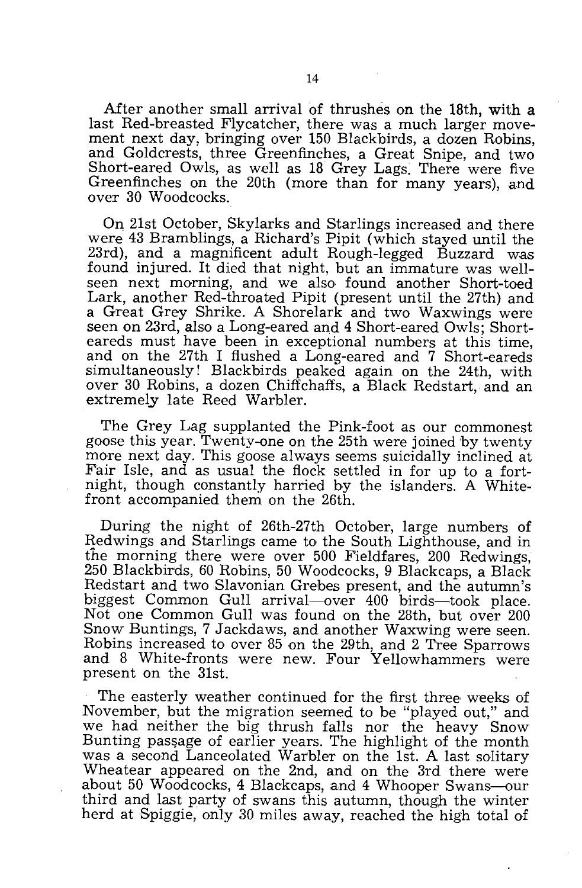After another small arrival of thrushes on the 18th, with a last Red-breasted Flycatcher, there was a much larger movement next day, bringing over 150 Blackbirds, a dozen Robins, and Goldcrests, three Greenfinches, a Great Snipe, and two Short-eared Owls, as well as 18 Grey Lags. There were five Greenfinches on the 20th (more than for many years), and over 30 Woodcocks.

On 21st October, Skylarks and Starlings increased and there were 43 Bramblings, a Richard's Pipit (which stayed until the 23rd), and a magnificent adult Rough-legged Buzzard was found injured. It died that night, but an immature was well-seen next morning, and we also found another Short-toed Lark, another Red-throated Pipit (present until the 27th) and a Great Grey Shrike. A Shorelark and two Waxwings were seen on 23rd, also a Long-eared and 4 Short-eared Owls; Short-eareds must have been in exceptional numbers at this time, and on the 27th I flushed a Long-eared and 7 Short-eareds simultaneously! Blackbirds peaked again on the 24th, with over 30 Robins, a dozen Chiffchaffs, a Black Redstart, and an extremely late Reed Warbler.

The Grey Lag supplanted the Pink-foot as our commonest goose this year. Twenty-one on the 25th were joined by twenty more next day. This goose always seems suicidally inclined at Fair Isle, and as usual the flock settled in for up to a fortnight, though constantly harried by the islanders. A White-front accompanied them on the 26th.

During the night of 26th-27th October, large numbers of Redwings and Starlings came to the South Lighthouse, and in the morning there were over 500 Fieldfares, 200 Redwings, 250 Blackbirds, 60 Robins, 50 Woodcocks, 9 Blackcaps, a Black Redstart and two Slavonian Grebes present, and the autumn's biggest Common Gull arrival—over 400 birds—took place. Not one Common Gull was found on the 28th, but over 200 Snow Buntings, 7 Jackdaws, and another Waxwing were seen. Robins increased to over 85 on the 29th, and 2 Tree Sparrows and 8 White-fronts were new. Four Yellowhammers were present on the 31st.

The easterly weather continued for the first three weeks of November, but the migration seemed to be "played out," and we had neither the big thrush falls nor the heavy Snow Bunting passage of earlier years. The highlight of the month was a second Lanceolated Warbler on the 1st. A last solitary Wheatear appeared on the 2nd, and on the 3rd there were about 50 Woodcocks, 4 Blackcaps, and 4 Whooper Swans—our third and last party of swans this autumn, though the winter herd at Spiggie, only 30 miles away, reached the high total of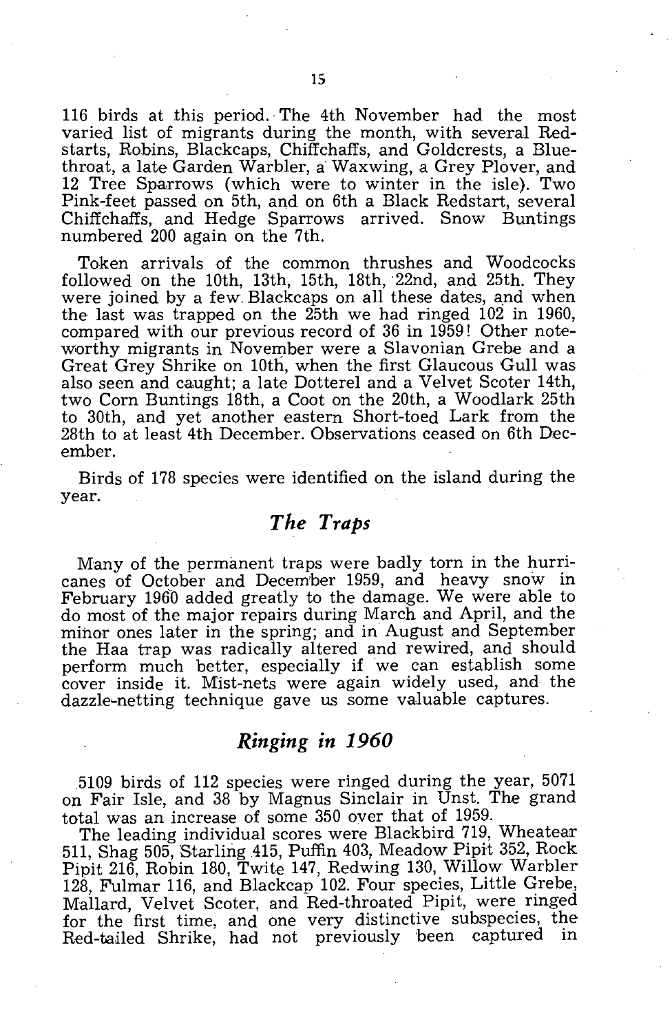116 birds at this period. The 4th November had the most varied list of migrants during the month, with several Redstarts, Robins, Blackcaps, Chiffchaffs, and Goldcrests, a Bluethroat, a late Garden Warbler, a Waxwing, a Grey Plover, and 12 Tree Sparrows (which were to winter in the isle). Two Pink-feet passed on 5th, and on 6th a Black Redstart, several Chiffchaffs, and Hedge Sparrows arrived. Snow Buntings numbered 200 again on the 7th.

Token arrivals of the common thrushes and Woodcocks followed on the 10th, 13th, 15th, 18th, 22nd, and 25th. They were joined by a few Blackcaps on all these dates, and when the last was trapped on the 25th we had ringed 102 in 1960, compared with our previous record of 36 in 1959! Other noteworthy migrants in November were a Slavonian Grebe and a Great Grey Shrike on 10th, when the first Glaucous Gull was also seen and caught; a late Dotterel and a Velvet Scoter 14th, two Corn Buntings 18th, a Coot on the 20th, a Woodlark 25th to 30th, and yet another eastern Short-toed Lark from the 28th to at least 4th December. Observations ceased on 6th December.

Birds of 178 species were identified on the island during the year.

## *The Traps*

Many of the permanent traps were badly torn in the hurricanes of October and December 1959, and heavy snow in February 1960 added greatly to the damage. We were able to do most of the major repairs during March and April, and the minor ones later in the spring; and in August and September the Haa trap was radically altered and rewired, and should perform much better, especially if we can establish some cover inside it. Mist-nets were again widely used, and the dazzle-netting technique gave us some valuable captures.

## *Ringing in 1960*

5109 birds of 112 species were ringed during the year, 5071 on Fair Isle, and 38 by Magnus Sinclair in Unst. The grand total was an increase of some 350 over that of 1959.

The leading individual scores were Blackbird 719, Wheatear 511, Shag 505, Starling 415, Puffin 403, Meadow Pipit 352, Rock Pipit 216, Robin 180, Twite 147, Redwing 130, Willow Warbler 128, Fulmar 116, and Blackcap 102. Four species, Little Grebe, Mallard, Velvet Scoter, and Red-throated Pipit, were ringed for the first time, and one very distinctive subspecies, the Red-tailed Shrike, had not previously been captured in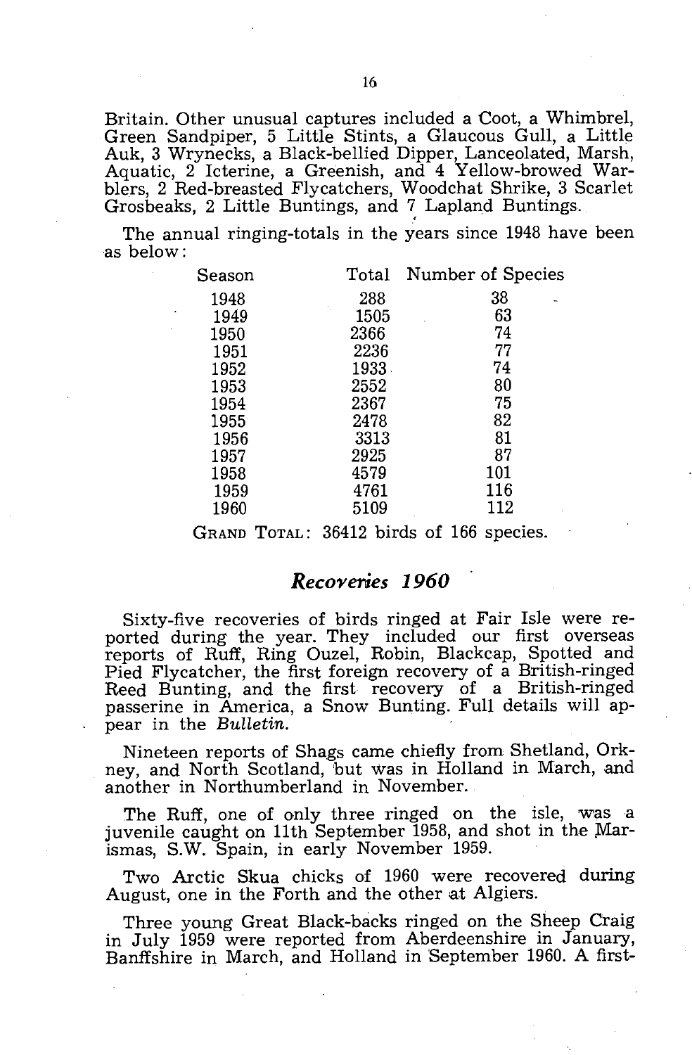Britain. Other unusual captures included a Coot, a Whimbrel, Green Sandpiper, 5 Little Stints, a Glaucous Gull, a Little Auk, 3 Wrynecks, a Black-bellied Dipper, Lanceolated, Marsh, Aquatic, 2 Icterine, a Greenish, and 4 Yellow-browed Warblers, 2 Red-breasted Flycatchers, Woodchat Shrike, 3 Scarlet Grosbeaks, 2 Little Buntings, and 7 Lapland Buntings.

The annual ringing-totals in the years since 1948 have been as below:

| Season | Total | Number of Species |
|---|---|---|
| 1948 | 288 | 38 |
| 1949 | 1505 | 63 |
| 1950 | 2366 | 74 |
| 1951 | 2236 | 77 |
| 1952 | 1933 | 74 |
| 1953 | 2552 | 80 |
| 1954 | 2367 | 75 |
| 1955 | 2478 | 82 |
| 1956 | 3313 | 81 |
| 1957 | 2925 | 87 |
| 1958 | 4579 | 101 |
| 1959 | 4761 | 116 |
| 1960 | 5109 | 112 |

GRAND TOTAL: 36412 birds of 166 species.

## *Recoveries 1960*

Sixty-five recoveries of birds ringed at Fair Isle were reported during the year. They included our first overseas reports of Ruff, Ring Ouzel, Robin, Blackcap, Spotted and Pied Flycatcher, the first foreign recovery of a British-ringed Reed Bunting, and the first recovery of a British-ringed passerine in America, a Snow Bunting. Full details will appear in the *Bulletin*.

Nineteen reports of Shags came chiefly from Shetland, Orkney, and North Scotland, but was in Holland in March, and another in Northumberland in November.

The Ruff, one of only three ringed on the isle, was a juvenile caught on 11th September 1958, and shot in the Marismas, S.W. Spain, in early November 1959.

Two Arctic Skua chicks of 1960 were recovered during August, one in the Forth and the other at Algiers.

Three young Great Black-backs ringed on the Sheep Craig in July 1959 were reported from Aberdeenshire in January, Banffshire in March, and Holland in September 1960. A first-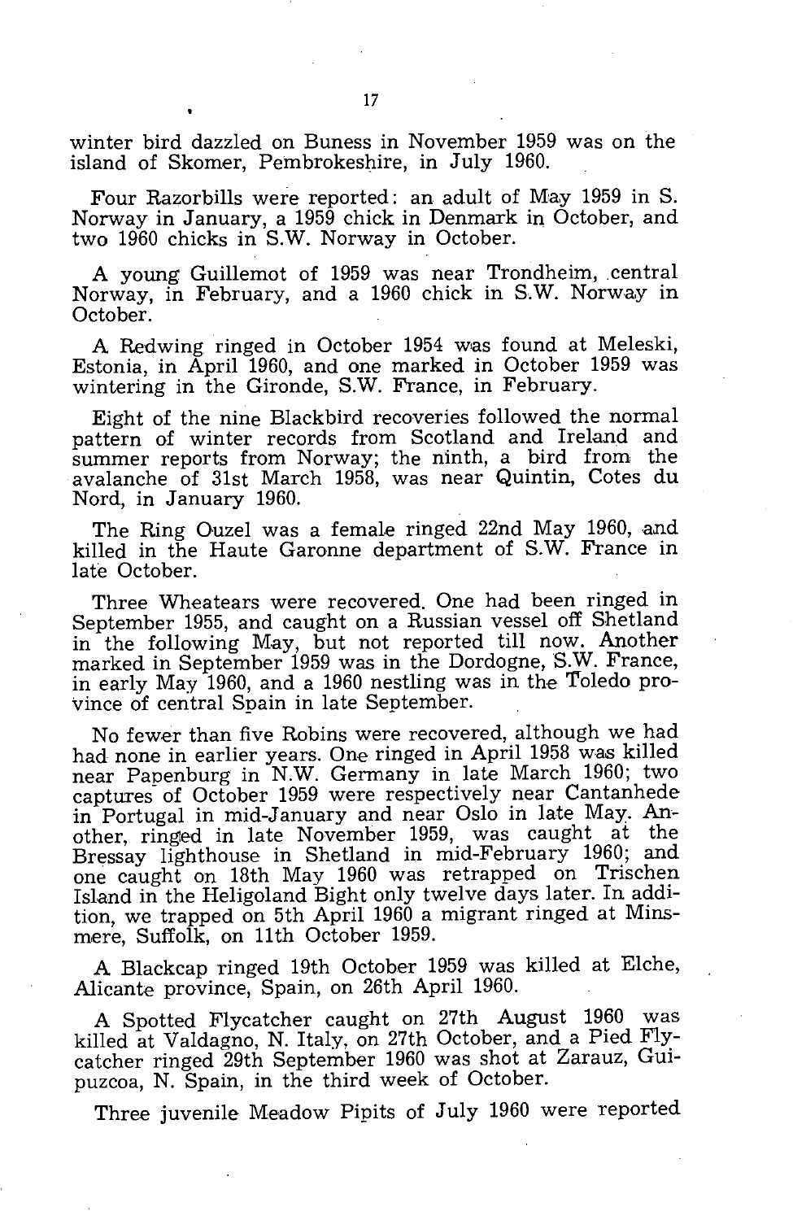winter bird dazzled on Buness in November 1959 was on the island of Skomer, Pembrokeshire, in July 1960.

Four Razorbills were reported: an adult of May 1959 in S. Norway in January, a 1959 chick in Denmark in October, and two 1960 chicks in S.W. Norway in October.

A young Guillemot of 1959 was near Trondheim, central Norway, in February, and a 1960 chick in S.W. Norway in October.

A Redwing ringed in October 1954 was found at Meleski, Estonia, in April 1960, and one marked in October 1959 was wintering in the Gironde, S.W. France, in February.

Eight of the nine Blackbird recoveries followed the normal pattern of winter records from Scotland and Ireland and summer reports from Norway; the ninth, a bird from the avalanche of 31st March 1958, was near Quintin, Cotes du Nord, in January 1960.

The Ring Ouzel was a female ringed 22nd May 1960, and killed in the Haute Garonne department of S.W. France in late October.

Three Wheatears were recovered. One had been ringed in September 1955, and caught on a Russian vessel off Shetland in the following May, but not reported till now. Another marked in September 1959 was in the Dordogne, S.W. France, in early May 1960, and a 1960 nestling was in the Toledo province of central Spain in late September.

No fewer than five Robins were recovered, although we had had none in earlier years. One ringed in April 1958 was killed near Papenburg in N.W. Germany in late March 1960; two captures of October 1959 were respectively near Cantanhede in Portugal in mid-January and near Oslo in late May. Another, ringed in late November 1959, was caught at the Bressay lighthouse in Shetland in mid-February 1960; and one caught on 18th May 1960 was retrapped on Trischen Island in the Heligoland Bight only twelve days later. In addition, we trapped on 5th April 1960 a migrant ringed at Minsmere, Suffolk, on 11th October 1959.

A Blackcap ringed 19th October 1959 was killed at Elche, Alicante province, Spain, on 26th April 1960.

A Spotted Flycatcher caught on 27th August 1960 was killed at Valdagno, N. Italy, on 27th October, and a Pied Flycatcher ringed 29th September 1960 was shot at Zarauz, Guipuzcoa, N. Spain, in the third week of October.

Three juvenile Meadow Pipits of July 1960 were reported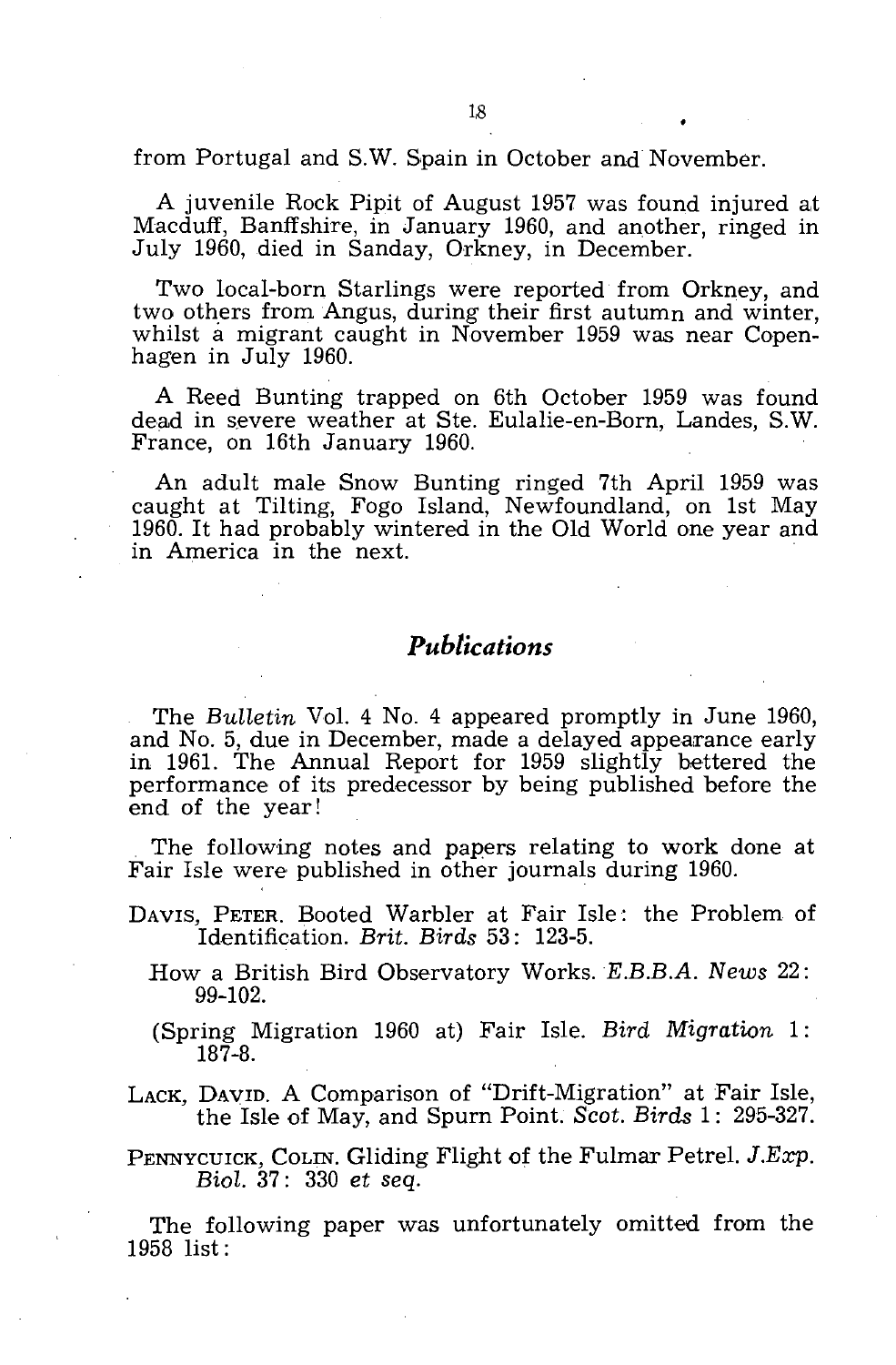from Portugal and S.W. Spain in October and November.

A juvenile Rock Pipit of August 1957 was found injured at Macduff, Banffshire, in January 1960, and another, ringed in July 1960, died in Sanday, Orkney, in December.

Two local-born Starlings were reported from Orkney, and two others from Angus, during their first autumn and winter, whilst a migrant caught in November 1959 was near Copenhagen in July 1960.

A Reed Bunting trapped on 6th October 1959 was found dead in severe weather at Ste. Eulalie-en-Born, Landes, S.W. France, on 16th January 1960.

An adult male Snow Bunting ringed 7th April 1959 was caught at Tilting, Fogo Island, Newfoundland, on 1st May 1960. It had probably wintered in the Old World one year and in America in the next.

## *Publications*

The *Bulletin* Vol. 4 No. 4 appeared promptly in June 1960, and No. 5, due in December, made a delayed appearance early in 1961. The Annual Report for 1959 slightly bettered the performance of its predecessor by being published before the end of the year!

The following notes and papers relating to work done at Fair Isle were published in other journals during 1960.

DAVIS, PETER. Booted Warbler at Fair Isle: the Problem of Identification. *Brit. Birds* 53: 123-5.

How a British Bird Observatory Works. *E.B.B.A. News* 22: 99-102.

(Spring Migration 1960 at) Fair Isle. *Bird Migration* 1: 187-8.

LACK, DAVID. A Comparison of "Drift-Migration" at Fair Isle, the Isle of May, and Spurn Point. *Scot. Birds* 1: 295-327.

PENNYCUICK, COLIN. Gliding Flight of the Fulmar Petrel. *J.Exp. Biol.* 37: 330 *et seq.*

The following paper was unfortunately omitted from the 1958 list: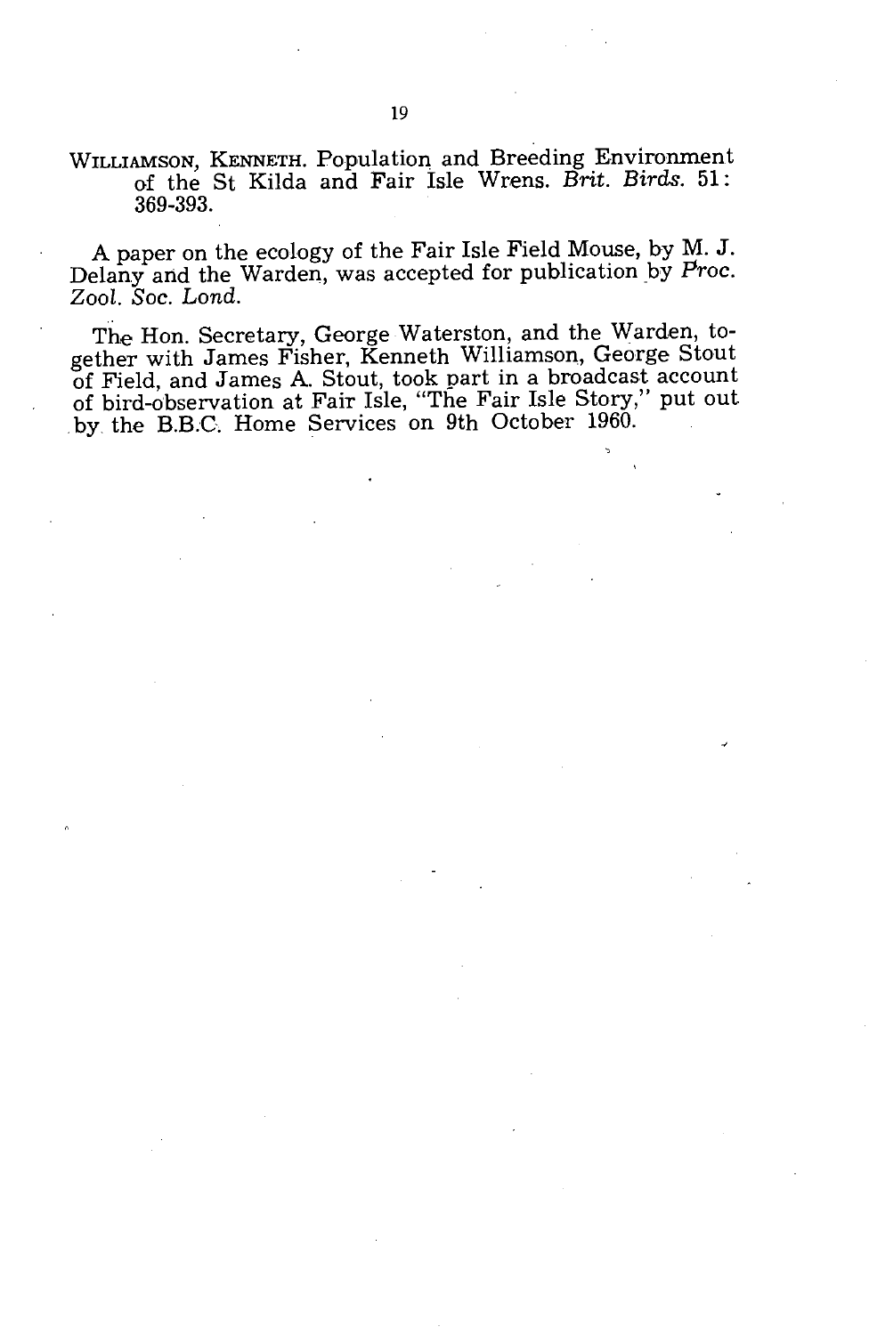WILLIAMSON, KENNETH. Population and Breeding Environment of the St Kilda and Fair Isle Wrens. *Brit. Birds.* 51: 369-393.

A paper on the ecology of the Fair Isle Field Mouse, by M. J. Delany and the Warden, was accepted for publication by *Proc. Zool. Soc. Lond.*

The Hon. Secretary, George Waterston, and the Warden, together with James Fisher, Kenneth Williamson, George Stout of Field, and James A. Stout, took part in a broadcast account of bird-observation at Fair Isle, "The Fair Isle Story," put out by the B.B.C. Home Services on 9th October 1960.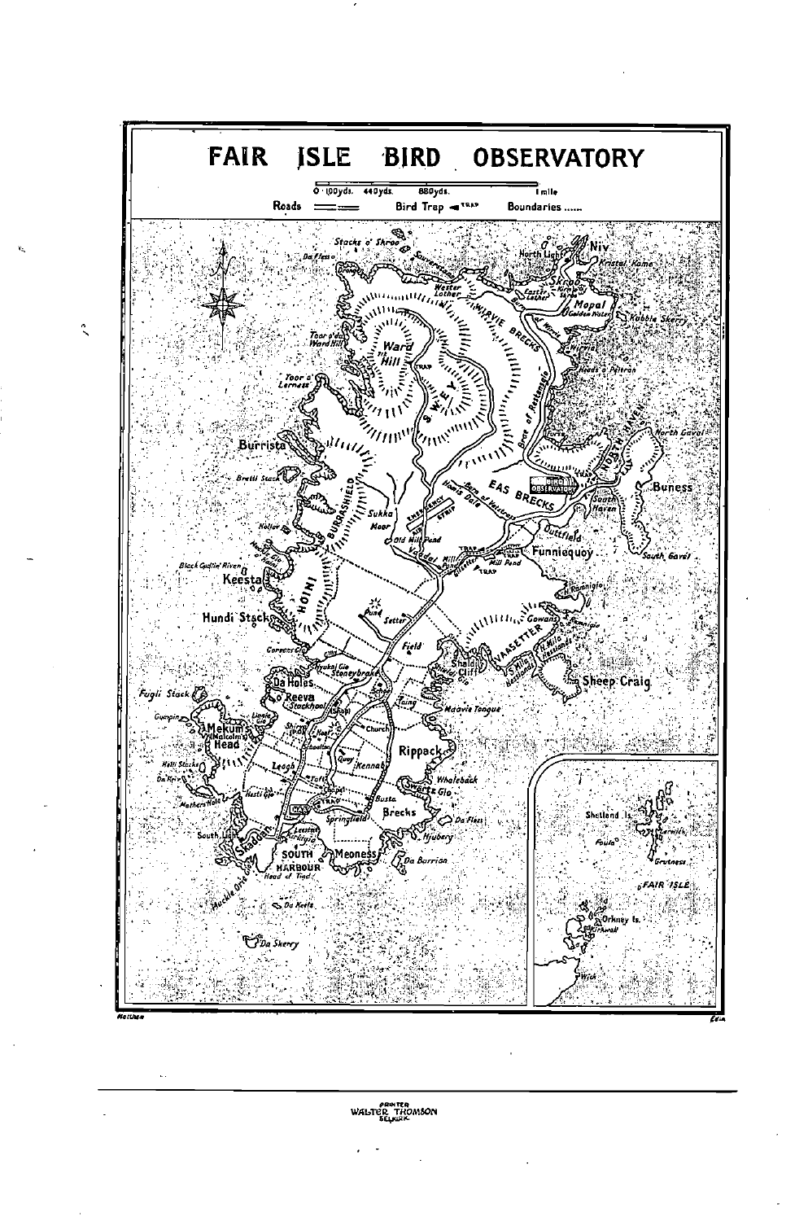# FAIR ISLE BIRD OBSERVATORY

0 100yds. 440yds. 880yds. 1 mile

Roads — Bird Trap — Boundaries ......

PRINTER
WALTER THOMSON
SELKIRK